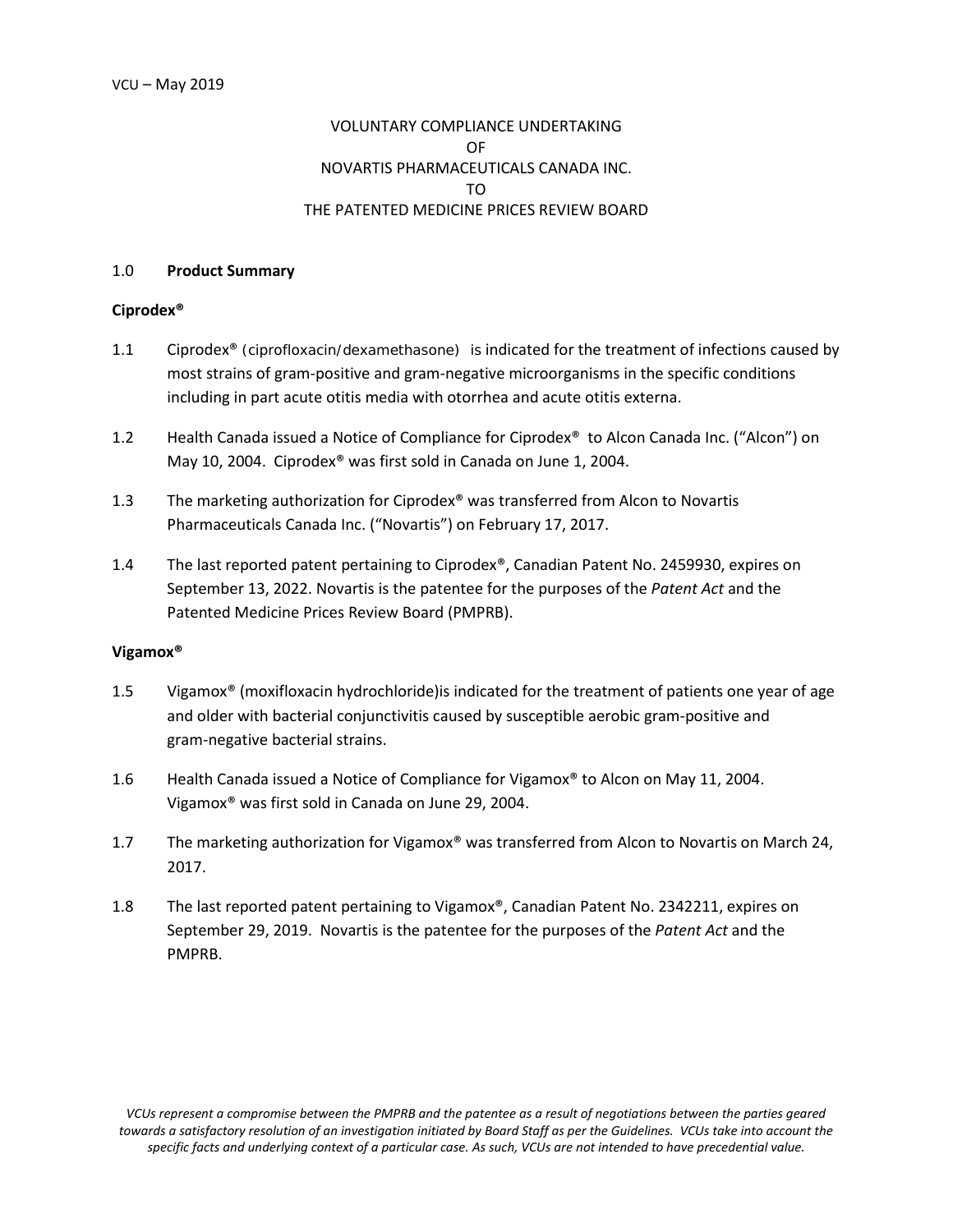VCU – May 2019

VOLUNTARY COMPLIANCE UNDERTAKING
OF
NOVARTIS PHARMACEUTICALS CANADA INC.
TO
THE PATENTED MEDICINE PRICES REVIEW BOARD

## 1.0 **Product Summary**

### Ciprodex®

1.1 Ciprodex® (ciprofloxacin/dexamethasone) is indicated for the treatment of infections caused by most strains of gram-positive and gram-negative microorganisms in the specific conditions including in part acute otitis media with otorrhea and acute otitis externa.

1.2 Health Canada issued a Notice of Compliance for Ciprodex® to Alcon Canada Inc. ("Alcon") on May 10, 2004. Ciprodex® was first sold in Canada on June 1, 2004.

1.3 The marketing authorization for Ciprodex® was transferred from Alcon to Novartis Pharmaceuticals Canada Inc. ("Novartis") on February 17, 2017.

1.4 The last reported patent pertaining to Ciprodex®, Canadian Patent No. 2459930, expires on September 13, 2022. Novartis is the patentee for the purposes of the *Patent Act* and the Patented Medicine Prices Review Board (PMPRB).

### Vigamox®

1.5 Vigamox® (moxifloxacin hydrochloride)is indicated for the treatment of patients one year of age and older with bacterial conjunctivitis caused by susceptible aerobic gram-positive and gram-negative bacterial strains.

1.6 Health Canada issued a Notice of Compliance for Vigamox® to Alcon on May 11, 2004. Vigamox® was first sold in Canada on June 29, 2004.

1.7 The marketing authorization for Vigamox® was transferred from Alcon to Novartis on March 24, 2017.

1.8 The last reported patent pertaining to Vigamox®, Canadian Patent No. 2342211, expires on September 29, 2019. Novartis is the patentee for the purposes of the *Patent Act* and the PMPRB.

*VCUs represent a compromise between the PMPRB and the patentee as a result of negotiations between the parties geared towards a satisfactory resolution of an investigation initiated by Board Staff as per the Guidelines. VCUs take into account the specific facts and underlying context of a particular case. As such, VCUs are not intended to have precedential value.*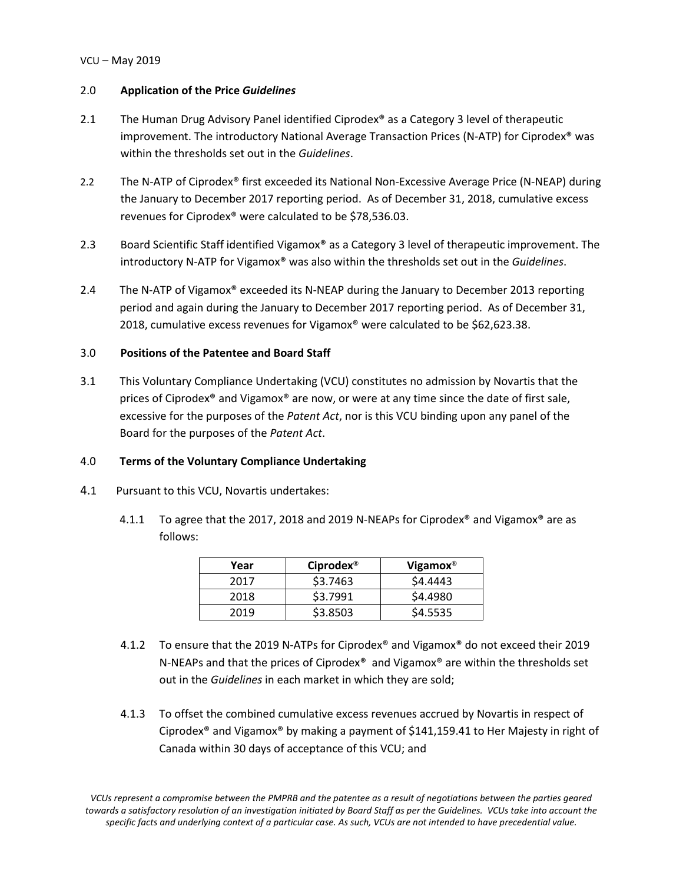## 2.0 **Application of the Price *Guidelines***

2.1 The Human Drug Advisory Panel identified Ciprodex® as a Category 3 level of therapeutic improvement. The introductory National Average Transaction Prices (N-ATP) for Ciprodex® was within the thresholds set out in the *Guidelines*.

2.2 The N-ATP of Ciprodex® first exceeded its National Non-Excessive Average Price (N-NEAP) during the January to December 2017 reporting period. As of December 31, 2018, cumulative excess revenues for Ciprodex® were calculated to be $78,536.03.

2.3 Board Scientific Staff identified Vigamox® as a Category 3 level of therapeutic improvement. The introductory N-ATP for Vigamox® was also within the thresholds set out in the *Guidelines*.

2.4 The N-ATP of Vigamox® exceeded its N-NEAP during the January to December 2013 reporting period and again during the January to December 2017 reporting period. As of December 31, 2018, cumulative excess revenues for Vigamox® were calculated to be $62,623.38.

## 3.0 **Positions of the Patentee and Board Staff**

3.1 This Voluntary Compliance Undertaking (VCU) constitutes no admission by Novartis that the prices of Ciprodex® and Vigamox® are now, or were at any time since the date of first sale, excessive for the purposes of the *Patent Act*, nor is this VCU binding upon any panel of the Board for the purposes of the *Patent Act*.

## 4.0 **Terms of the Voluntary Compliance Undertaking**

4.1 Pursuant to this VCU, Novartis undertakes:

4.1.1 To agree that the 2017, 2018 and 2019 N-NEAPs for Ciprodex® and Vigamox® are as follows:

| Year | Ciprodex® | Vigamox® |
|---|---|---|
| 2017 | $3.7463 | $4.4443 |
| 2018 | $3.7991 | $4.4980 |
| 2019 | $3.8503 | $4.5535 |

4.1.2 To ensure that the 2019 N-ATPs for Ciprodex® and Vigamox® do not exceed their 2019 N-NEAPs and that the prices of Ciprodex® and Vigamox® are within the thresholds set out in the *Guidelines* in each market in which they are sold;

4.1.3 To offset the combined cumulative excess revenues accrued by Novartis in respect of Ciprodex® and Vigamox® by making a payment of $141,159.41 to Her Majesty in right of Canada within 30 days of acceptance of this VCU; and

*VCUs represent a compromise between the PMPRB and the patentee as a result of negotiations between the parties geared towards a satisfactory resolution of an investigation initiated by Board Staff as per the Guidelines. VCUs take into account the specific facts and underlying context of a particular case. As such, VCUs are not intended to have precedential value.*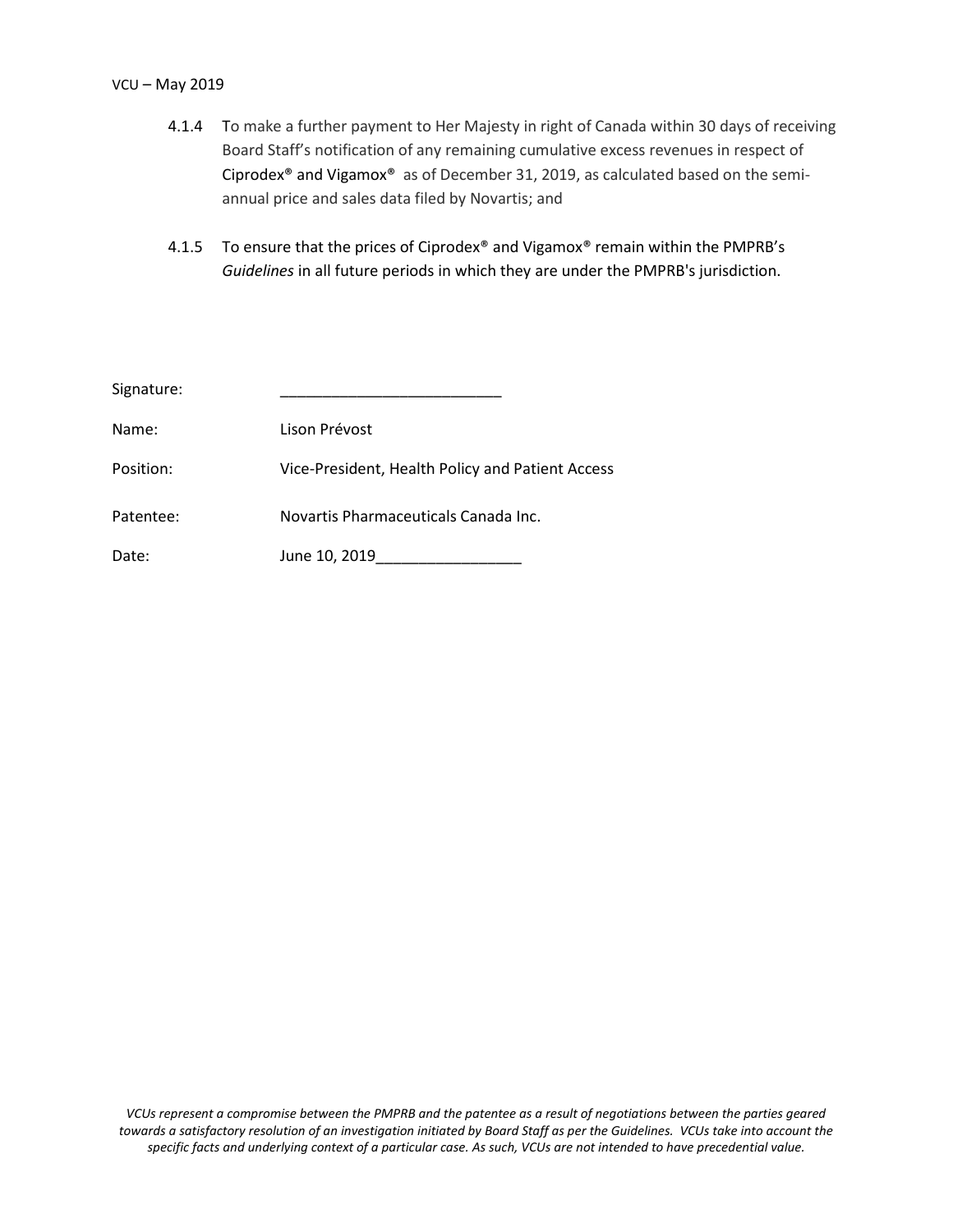4.1.4 To make a further payment to Her Majesty in right of Canada within 30 days of receiving Board Staff's notification of any remaining cumulative excess revenues in respect of Ciprodex® and Vigamox® as of December 31, 2019, as calculated based on the semi-annual price and sales data filed by Novartis; and

4.1.5 To ensure that the prices of Ciprodex® and Vigamox® remain within the PMPRB's *Guidelines* in all future periods in which they are under the PMPRB's jurisdiction.

Signature: ___________________________

Name: Lison Prévost

Position: Vice-President, Health Policy and Patient Access

Patentee: Novartis Pharmaceuticals Canada Inc.

Date: June 10, 2019_________________

*VCUs represent a compromise between the PMPRB and the patentee as a result of negotiations between the parties geared towards a satisfactory resolution of an investigation initiated by Board Staff as per the Guidelines. VCUs take into account the specific facts and underlying context of a particular case. As such, VCUs are not intended to have precedential value.*